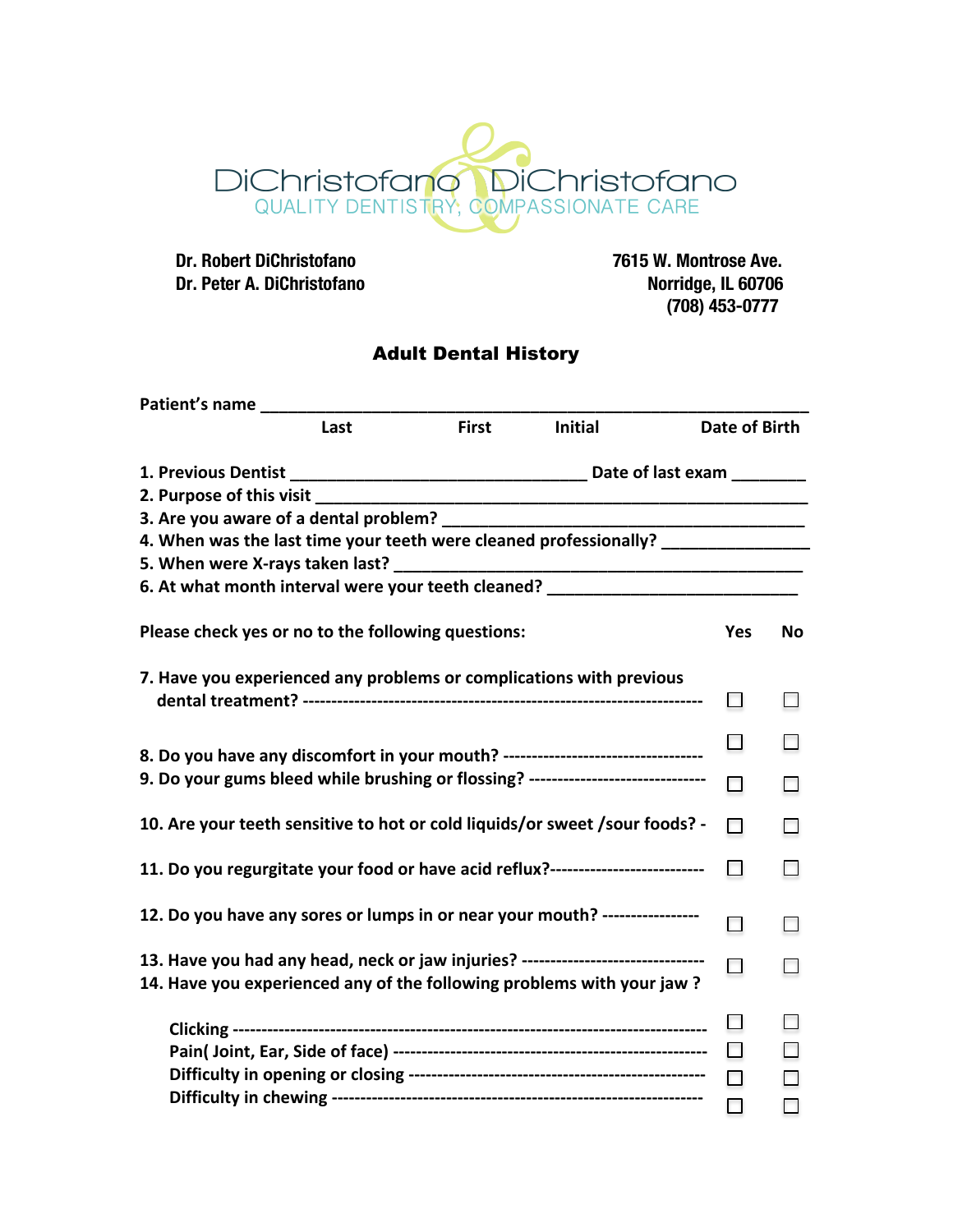DiChristofano & DiChristofano
QUALITY DENTISTRY, COMPASSIONATE CARE

**Dr. Robert DiChristofano**
**Dr. Peter A. DiChristofano**

**7615 W. Montrose Ave.**
**Norridge, IL 60706**
**(708) 453-0777**

## Adult Dental History

**Patient's name** ____________________________________________________________
Last First Initial Date of Birth

1. Previous Dentist ________________________________ Date of last exam ________
2. Purpose of this visit ______________________________________________________
3. Are you aware of a dental problem? ________________________________________
4. When was the last time your teeth were cleaned professionally? _______________
5. When were X-rays taken last? _____________________________________________
6. At what month interval were your teeth cleaned? ___________________________

**Please check yes or no to the following questions:**

| Question | Yes | No |
|---|---|---|
| 7. Have you experienced any problems or complications with previous dental treatment? | ☐ | ☐ |
| 8. Do you have any discomfort in your mouth? | ☐ | ☐ |
| 9. Do your gums bleed while brushing or flossing? | ☐ | ☐ |
| 10. Are your teeth sensitive to hot or cold liquids/or sweet /sour foods? | ☐ | ☐ |
| 11. Do you regurgitate your food or have acid reflux? | ☐ | ☐ |
| 12. Do you have any sores or lumps in or near your mouth? | ☐ | ☐ |
| 13. Have you had any head, neck or jaw injuries? | ☐ | ☐ |
| 14. Have you experienced any of the following problems with your jaw ? | | |
| Clicking | ☐ | ☐ |
| Pain( Joint, Ear, Side of face) | ☐ | ☐ |
| Difficulty in opening or closing | ☐ | ☐ |
| Difficulty in chewing | ☐ | ☐ |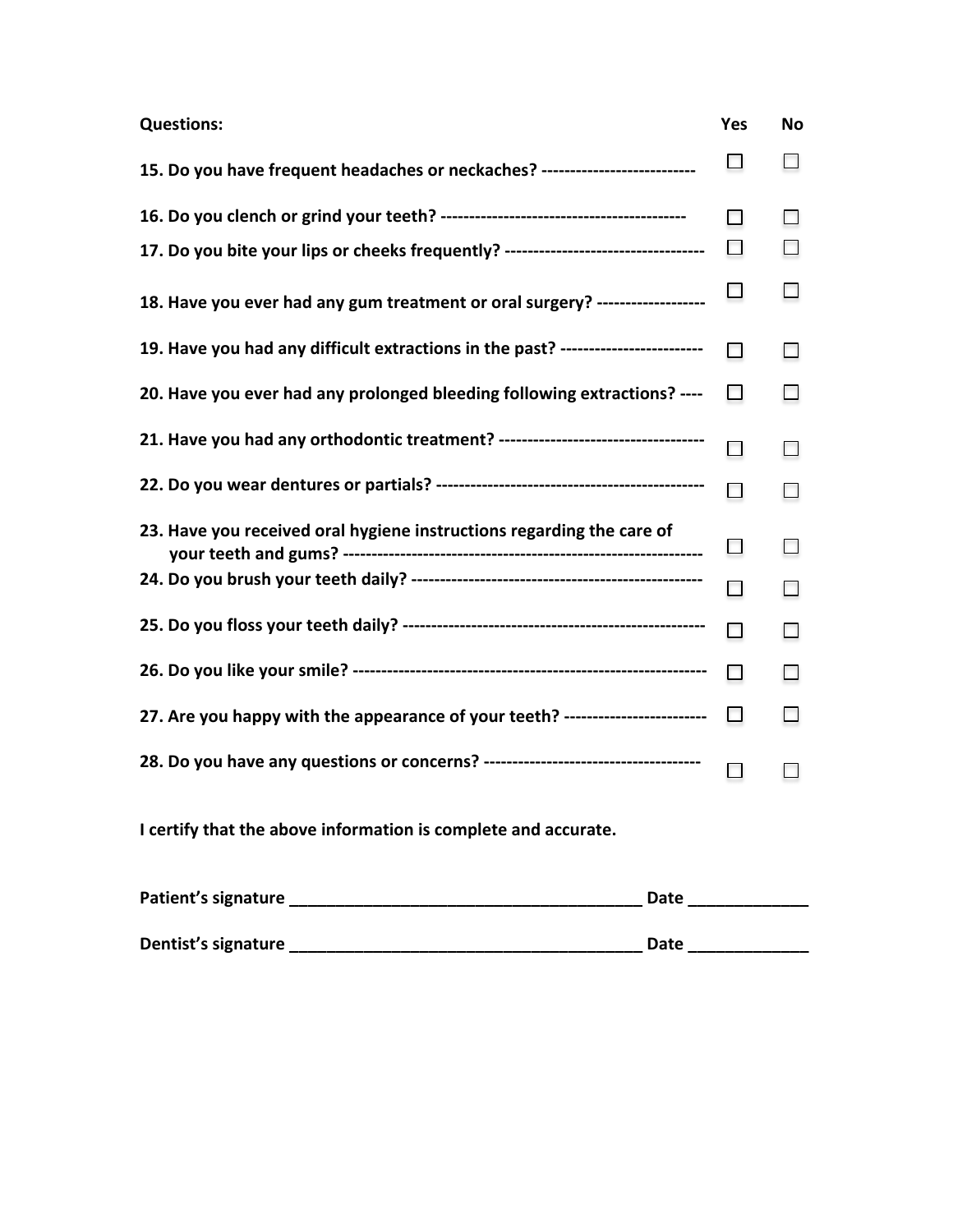| Questions: | Yes | No |
| --- | --- | --- |
| 15. Do you have frequent headaches or neckaches? -------------------------- | ☐ | ☐ |
| 16. Do you clench or grind your teeth? ------------------------------------------ | ☐ | ☐ |
| 17. Do you bite your lips or cheeks frequently? ---------------------------------- | ☐ | ☐ |
| 18. Have you ever had any gum treatment or oral surgery? ------------------ | ☐ | ☐ |
| 19. Have you had any difficult extractions in the past? ------------------------ | ☐ | ☐ |
| 20. Have you ever had any prolonged bleeding following extractions? ---- | ☐ | ☐ |
| 21. Have you had any orthodontic treatment? ------------------------------------ | ☐ | ☐ |
| 22. Do you wear dentures or partials? ---------------------------------------------- | ☐ | ☐ |
| 23. Have you received oral hygiene instructions regarding the care of your teeth and gums? ------------------------------------------------------------- | ☐ | ☐ |
| 24. Do you brush your teeth daily? ------------------------------------------------- | ☐ | ☐ |
| 25. Do you floss your teeth daily? --------------------------------------------------- | ☐ | ☐ |
| 26. Do you like your smile? ---------------------------------------------------------- | ☐ | ☐ |
| 27. Are you happy with the appearance of your teeth? ------------------------ | ☐ | ☐ |
| 28. Do you have any questions or concerns? ------------------------------------ | ☐ | ☐ |

**I certify that the above information is complete and accurate.**

**Patient's signature ______________________________________ Date _____________**

**Dentist's signature ______________________________________ Date _____________**